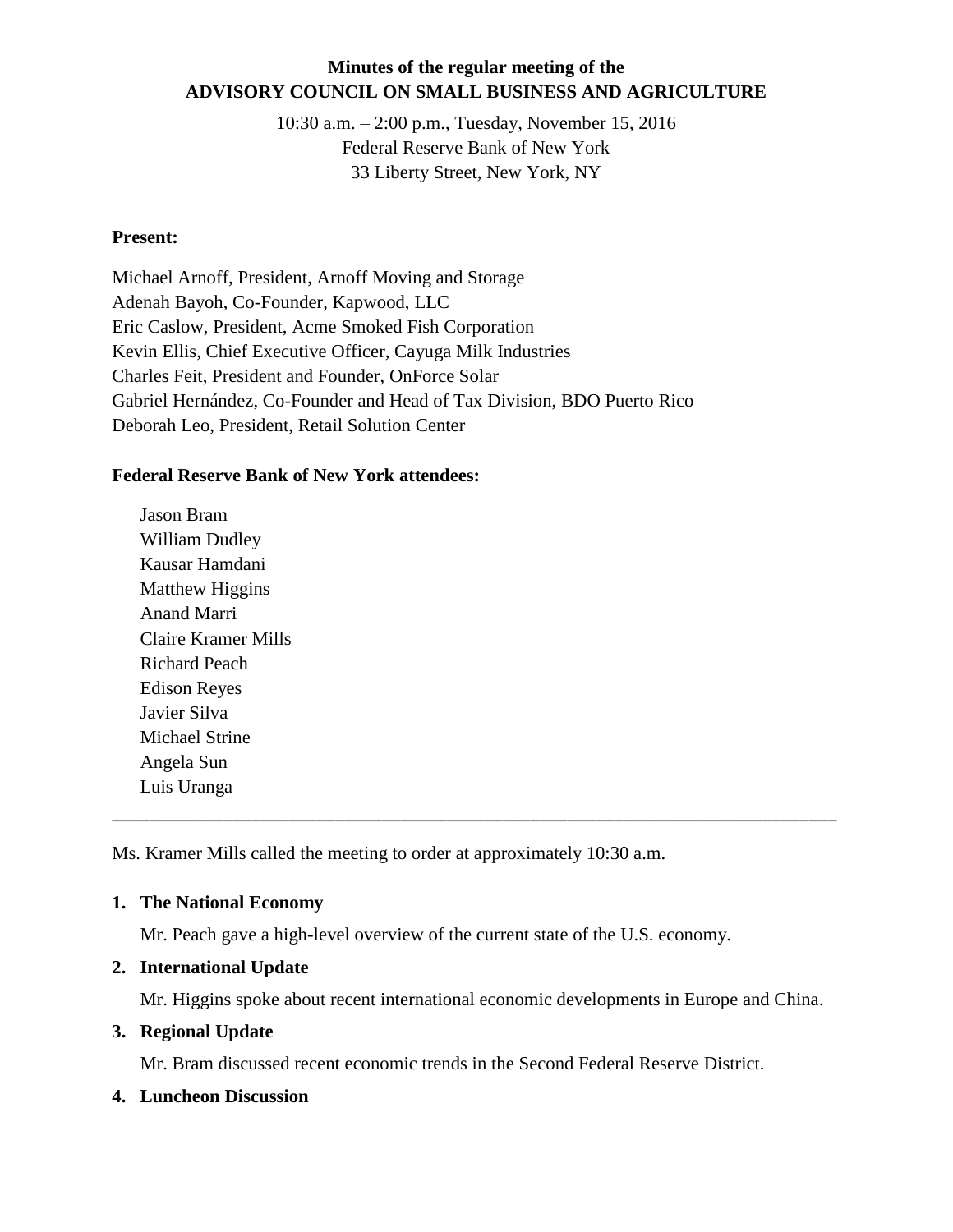# Minutes of the regular meeting of the ADVISORY COUNCIL ON SMALL BUSINESS AND AGRICULTURE

10:30 a.m. – 2:00 p.m., Tuesday, November 15, 2016
Federal Reserve Bank of New York
33 Liberty Street, New York, NY

**Present:**

Michael Arnoff, President, Arnoff Moving and Storage
Adenah Bayoh, Co-Founder, Kapwood, LLC
Eric Caslow, President, Acme Smoked Fish Corporation
Kevin Ellis, Chief Executive Officer, Cayuga Milk Industries
Charles Feit, President and Founder, OnForce Solar
Gabriel Hernández, Co-Founder and Head of Tax Division, BDO Puerto Rico
Deborah Leo, President, Retail Solution Center

**Federal Reserve Bank of New York attendees:**

Jason Bram
William Dudley
Kausar Hamdani
Matthew Higgins
Anand Marri
Claire Kramer Mills
Richard Peach
Edison Reyes
Javier Silva
Michael Strine
Angela Sun
Luis Uranga

---

Ms. Kramer Mills called the meeting to order at approximately 10:30 a.m.

1. **The National Economy**

   Mr. Peach gave a high-level overview of the current state of the U.S. economy.

2. **International Update**

   Mr. Higgins spoke about recent international economic developments in Europe and China.

3. **Regional Update**

   Mr. Bram discussed recent economic trends in the Second Federal Reserve District.

4. **Luncheon Discussion**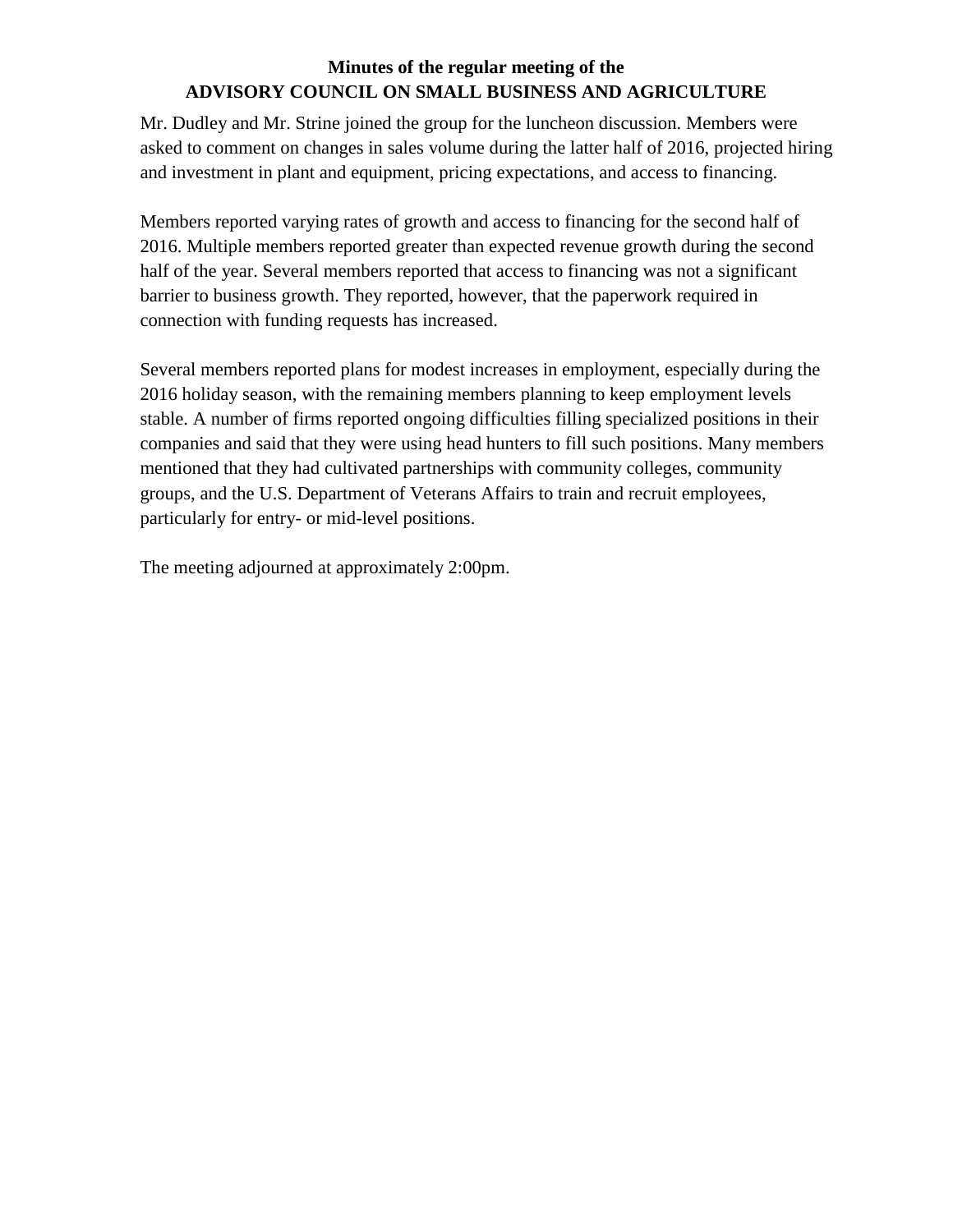**Minutes of the regular meeting of the**
**ADVISORY COUNCIL ON SMALL BUSINESS AND AGRICULTURE**

Mr. Dudley and Mr. Strine joined the group for the luncheon discussion. Members were asked to comment on changes in sales volume during the latter half of 2016, projected hiring and investment in plant and equipment, pricing expectations, and access to financing.

Members reported varying rates of growth and access to financing for the second half of 2016. Multiple members reported greater than expected revenue growth during the second half of the year. Several members reported that access to financing was not a significant barrier to business growth. They reported, however, that the paperwork required in connection with funding requests has increased.

Several members reported plans for modest increases in employment, especially during the 2016 holiday season, with the remaining members planning to keep employment levels stable. A number of firms reported ongoing difficulties filling specialized positions in their companies and said that they were using head hunters to fill such positions. Many members mentioned that they had cultivated partnerships with community colleges, community groups, and the U.S. Department of Veterans Affairs to train and recruit employees, particularly for entry- or mid-level positions.

The meeting adjourned at approximately 2:00pm.